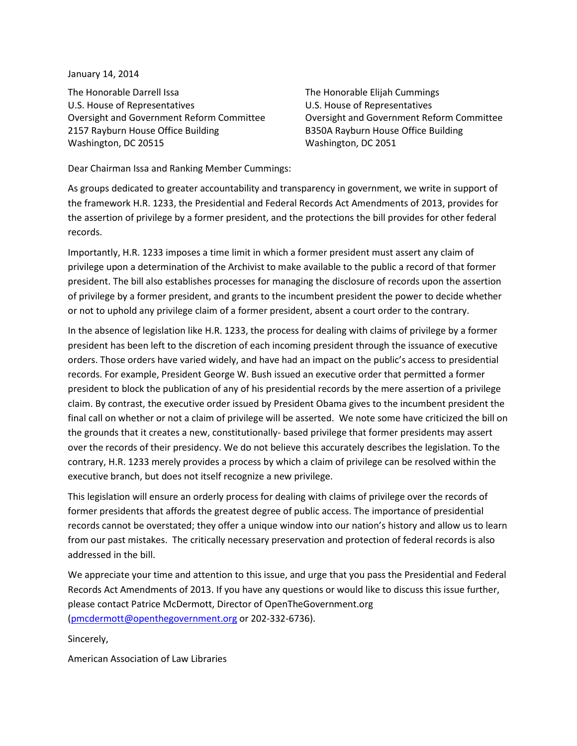January 14, 2014

The Honorable Darrell Issa
U.S. House of Representatives
Oversight and Government Reform Committee
2157 Rayburn House Office Building
Washington, DC 20515

The Honorable Elijah Cummings
U.S. House of Representatives
Oversight and Government Reform Committee
B350A Rayburn House Office Building
Washington, DC 2051

Dear Chairman Issa and Ranking Member Cummings:

As groups dedicated to greater accountability and transparency in government, we write in support of the framework H.R. 1233, the Presidential and Federal Records Act Amendments of 2013, provides for the assertion of privilege by a former president, and the protections the bill provides for other federal records.

Importantly, H.R. 1233 imposes a time limit in which a former president must assert any claim of privilege upon a determination of the Archivist to make available to the public a record of that former president. The bill also establishes processes for managing the disclosure of records upon the assertion of privilege by a former president, and grants to the incumbent president the power to decide whether or not to uphold any privilege claim of a former president, absent a court order to the contrary.

In the absence of legislation like H.R. 1233, the process for dealing with claims of privilege by a former president has been left to the discretion of each incoming president through the issuance of executive orders. Those orders have varied widely, and have had an impact on the public's access to presidential records. For example, President George W. Bush issued an executive order that permitted a former president to block the publication of any of his presidential records by the mere assertion of a privilege claim. By contrast, the executive order issued by President Obama gives to the incumbent president the final call on whether or not a claim of privilege will be asserted. We note some have criticized the bill on the grounds that it creates a new, constitutionally- based privilege that former presidents may assert over the records of their presidency. We do not believe this accurately describes the legislation. To the contrary, H.R. 1233 merely provides a process by which a claim of privilege can be resolved within the executive branch, but does not itself recognize a new privilege.

This legislation will ensure an orderly process for dealing with claims of privilege over the records of former presidents that affords the greatest degree of public access. The importance of presidential records cannot be overstated; they offer a unique window into our nation's history and allow us to learn from our past mistakes. The critically necessary preservation and protection of federal records is also addressed in the bill.

We appreciate your time and attention to this issue, and urge that you pass the Presidential and Federal Records Act Amendments of 2013. If you have any questions or would like to discuss this issue further, please contact Patrice McDermott, Director of OpenTheGovernment.org (pmcdermott@openthegovernment.org or 202-332-6736).

Sincerely,

American Association of Law Libraries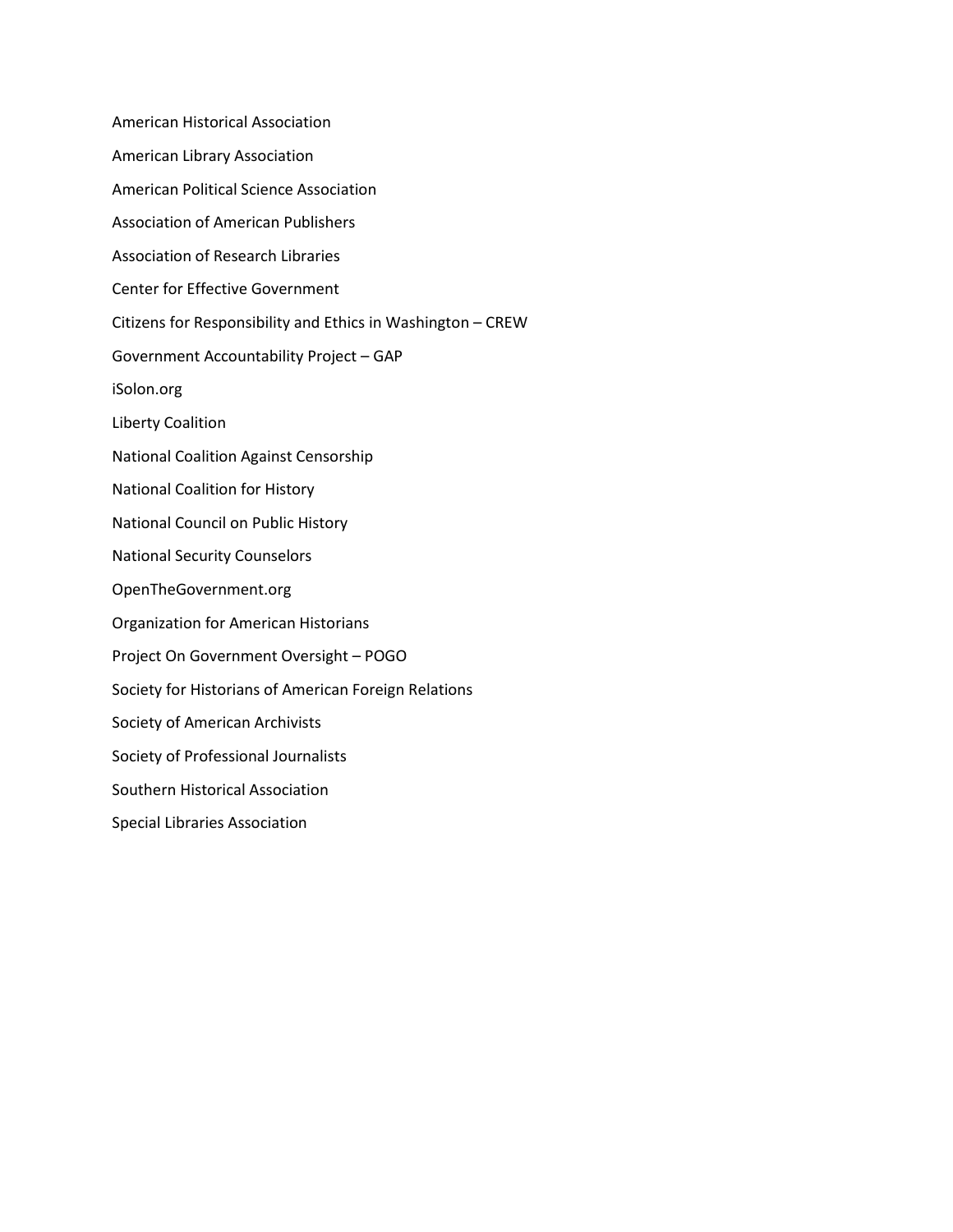American Historical Association

American Library Association

American Political Science Association

Association of American Publishers

Association of Research Libraries

Center for Effective Government

Citizens for Responsibility and Ethics in Washington – CREW

Government Accountability Project – GAP

iSolon.org

Liberty Coalition

National Coalition Against Censorship

National Coalition for History

National Council on Public History

National Security Counselors

OpenTheGovernment.org

Organization for American Historians

Project On Government Oversight – POGO

Society for Historians of American Foreign Relations

Society of American Archivists

Society of Professional Journalists

Southern Historical Association

Special Libraries Association